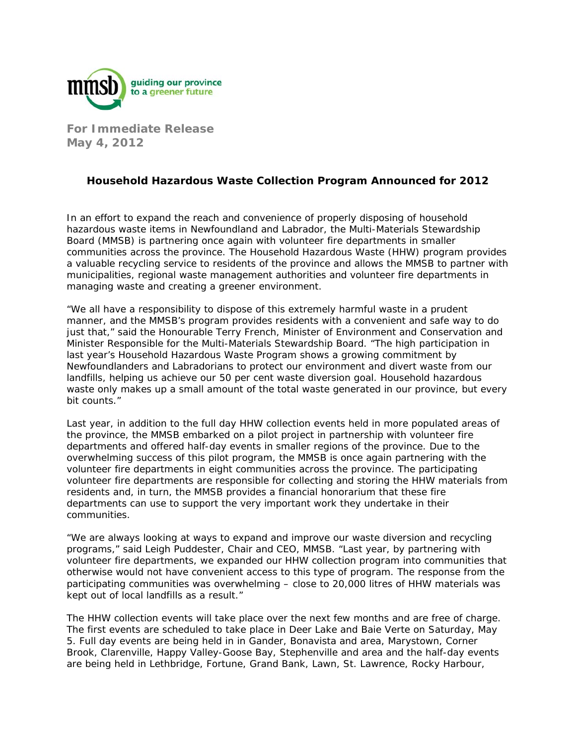mmsb guiding our province to a greener future

**For Immediate Release**
**May 4, 2012**

## Household Hazardous Waste Collection Program Announced for 2012

In an effort to expand the reach and convenience of properly disposing of household hazardous waste items in Newfoundland and Labrador, the Multi-Materials Stewardship Board (MMSB) is partnering once again with volunteer fire departments in smaller communities across the province. The Household Hazardous Waste (HHW) program provides a valuable recycling service to residents of the province and allows the MMSB to partner with municipalities, regional waste management authorities and volunteer fire departments in managing waste and creating a greener environment.

"We all have a responsibility to dispose of this extremely harmful waste in a prudent manner, and the MMSB's program provides residents with a convenient and safe way to do just that," said the Honourable Terry French, Minister of Environment and Conservation and Minister Responsible for the Multi-Materials Stewardship Board. "The high participation in last year's Household Hazardous Waste Program shows a growing commitment by Newfoundlanders and Labradorians to protect our environment and divert waste from our landfills, helping us achieve our 50 per cent waste diversion goal. Household hazardous waste only makes up a small amount of the total waste generated in our province, but every bit counts."

Last year, in addition to the full day HHW collection events held in more populated areas of the province, the MMSB embarked on a pilot project in partnership with volunteer fire departments and offered half-day events in smaller regions of the province. Due to the overwhelming success of this pilot program, the MMSB is once again partnering with the volunteer fire departments in eight communities across the province. The participating volunteer fire departments are responsible for collecting and storing the HHW materials from residents and, in turn, the MMSB provides a financial honorarium that these fire departments can use to support the very important work they undertake in their communities.

"We are always looking at ways to expand and improve our waste diversion and recycling programs," said Leigh Puddester, Chair and CEO, MMSB. "Last year, by partnering with volunteer fire departments, we expanded our HHW collection program into communities that otherwise would not have convenient access to this type of program. The response from the participating communities was overwhelming – close to 20,000 litres of HHW materials was kept out of local landfills as a result."

The HHW collection events will take place over the next few months and are free of charge. The first events are scheduled to take place in Deer Lake and Baie Verte on Saturday, May 5. Full day events are being held in in Gander, Bonavista and area, Marystown, Corner Brook, Clarenville, Happy Valley-Goose Bay, Stephenville and area and the half-day events are being held in Lethbridge, Fortune, Grand Bank, Lawn, St. Lawrence, Rocky Harbour,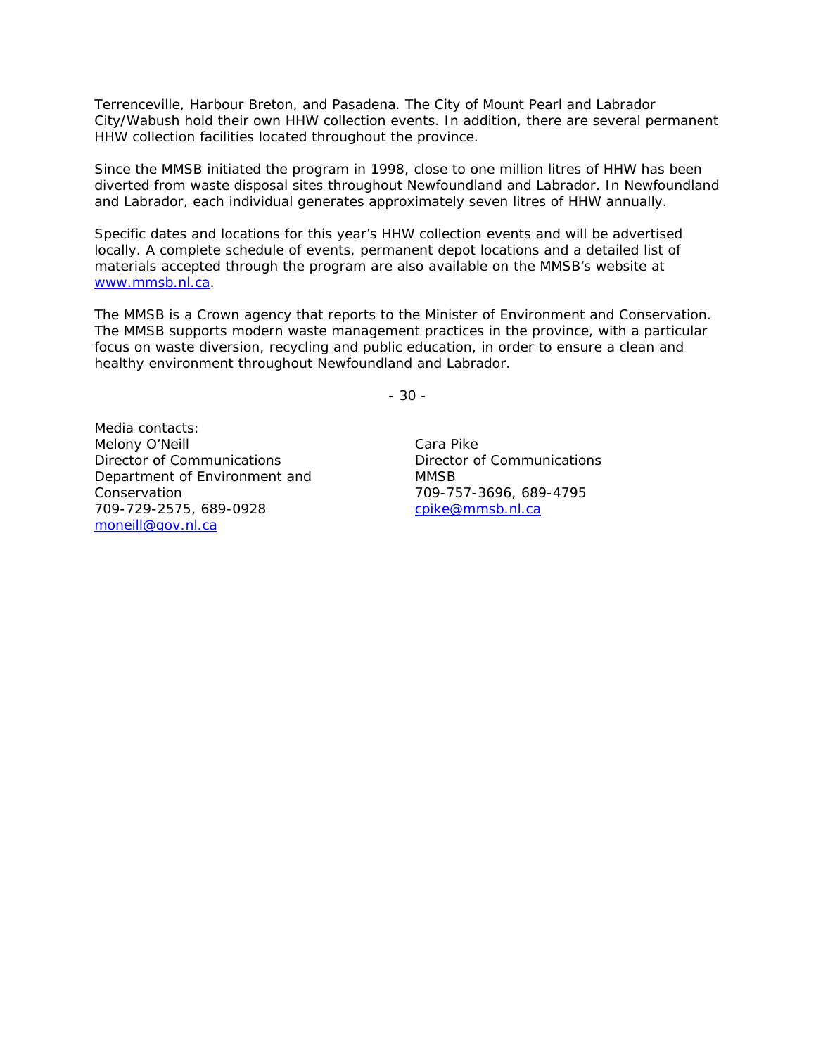Terrenceville, Harbour Breton, and Pasadena. The City of Mount Pearl and Labrador City/Wabush hold their own HHW collection events. In addition, there are several permanent HHW collection facilities located throughout the province.

Since the MMSB initiated the program in 1998, close to one million litres of HHW has been diverted from waste disposal sites throughout Newfoundland and Labrador. In Newfoundland and Labrador, each individual generates approximately seven litres of HHW annually.

Specific dates and locations for this year's HHW collection events and will be advertised locally. A complete schedule of events, permanent depot locations and a detailed list of materials accepted through the program are also available on the MMSB's website at www.mmsb.nl.ca.

The MMSB is a Crown agency that reports to the Minister of Environment and Conservation. The MMSB supports modern waste management practices in the province, with a particular focus on waste diversion, recycling and public education, in order to ensure a clean and healthy environment throughout Newfoundland and Labrador.

- 30 -

Media contacts:

Melony O'Neill
Director of Communications
Department of Environment and Conservation
709-729-2575, 689-0928
moneill@gov.nl.ca

Cara Pike
Director of Communications
MMSB
709-757-3696, 689-4795
cpike@mmsb.nl.ca